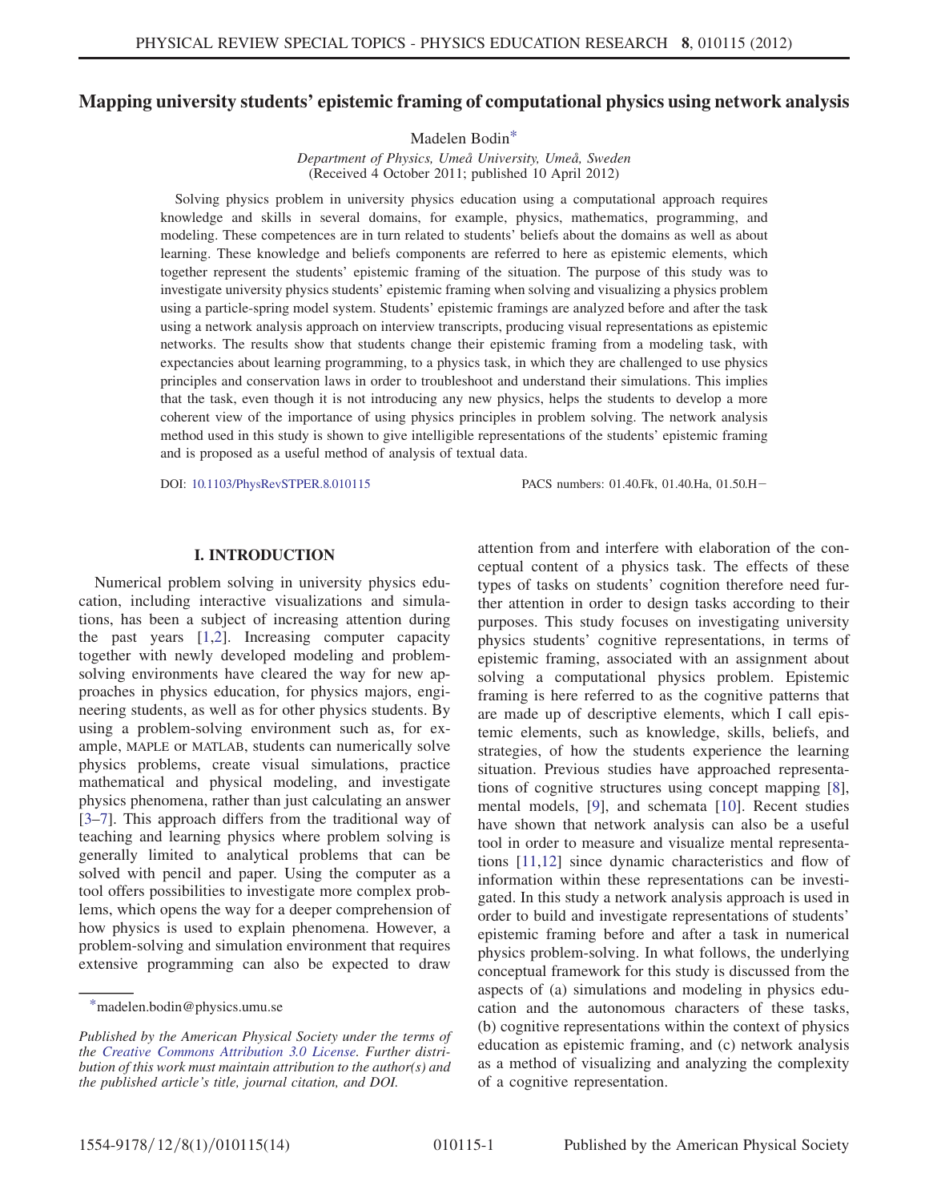# Mapping university students' epistemic framing of computational physics using network analysis

Madelen Bodin*

*Department of Physics, Umeå University, Umeå, Sweden*
(Received 4 October 2011; published 10 April 2012)

Solving physics problem in university physics education using a computational approach requires knowledge and skills in several domains, for example, physics, mathematics, programming, and modeling. These competences are in turn related to students' beliefs about the domains as well as about learning. These knowledge and beliefs components are referred to here as epistemic elements, which together represent the students' epistemic framing of the situation. The purpose of this study was to investigate university physics students' epistemic framing when solving and visualizing a physics problem using a particle-spring model system. Students' epistemic framings are analyzed before and after the task using a network analysis approach on interview transcripts, producing visual representations as epistemic networks. The results show that students change their epistemic framing from a modeling task, with expectancies about learning programming, to a physics task, in which they are challenged to use physics principles and conservation laws in order to troubleshoot and understand their simulations. This implies that the task, even though it is not introducing any new physics, helps the students to develop a more coherent view of the importance of using physics principles in problem solving. The network analysis method used in this study is shown to give intelligible representations of the students' epistemic framing and is proposed as a useful method of analysis of textual data.

DOI: 10.1103/PhysRevSTPER.8.010115 PACS numbers: 01.40.Fk, 01.40.Ha, 01.50.H−

## I. INTRODUCTION

Numerical problem solving in university physics education, including interactive visualizations and simulations, has been a subject of increasing attention during the past years [1,2]. Increasing computer capacity together with newly developed modeling and problem-solving environments have cleared the way for new approaches in physics education, for physics majors, engineering students, as well as for other physics students. By using a problem-solving environment such as, for example, MAPLE or MATLAB, students can numerically solve physics problems, create visual simulations, practice mathematical and physical modeling, and investigate physics phenomena, rather than just calculating an answer [3–7]. This approach differs from the traditional way of teaching and learning physics where problem solving is generally limited to analytical problems that can be solved with pencil and paper. Using the computer as a tool offers possibilities to investigate more complex problems, which opens the way for a deeper comprehension of how physics is used to explain phenomena. However, a problem-solving and simulation environment that requires extensive programming can also be expected to draw attention from and interfere with elaboration of the conceptual content of a physics task. The effects of these types of tasks on students' cognition therefore need further attention in order to design tasks according to their purposes. This study focuses on investigating university physics students' cognitive representations, in terms of epistemic framing, associated with an assignment about solving a computational physics problem. Epistemic framing is here referred to as the cognitive patterns that are made up of descriptive elements, which I call epistemic elements, such as knowledge, skills, beliefs, and strategies, of how the students experience the learning situation. Previous studies have approached representations of cognitive structures using concept mapping [8], mental models, [9], and schemata [10]. Recent studies have shown that network analysis can also be a useful tool in order to measure and visualize mental representations [11,12] since dynamic characteristics and flow of information within these representations can be investigated. In this study a network analysis approach is used in order to build and investigate representations of students' epistemic framing before and after a task in numerical physics problem-solving. In what follows, the underlying conceptual framework for this study is discussed from the aspects of (a) simulations and modeling in physics education and the autonomous characters of these tasks, (b) cognitive representations within the context of physics education as epistemic framing, and (c) network analysis as a method of visualizing and analyzing the complexity of a cognitive representation.

*madelen.bodin@physics.umu.se

*Published by the American Physical Society under the terms of the Creative Commons Attribution 3.0 License. Further distribution of this work must maintain attribution to the author(s) and the published article's title, journal citation, and DOI.*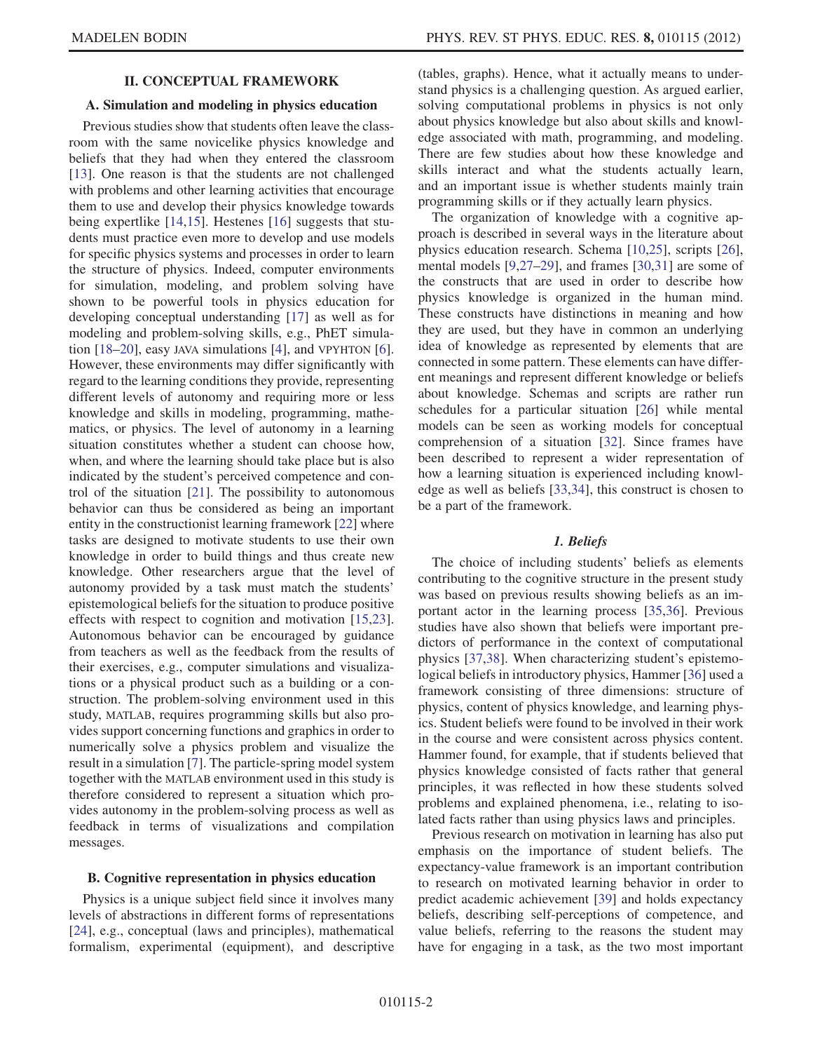## II. CONCEPTUAL FRAMEWORK

### A. Simulation and modeling in physics education

Previous studies show that students often leave the classroom with the same novicelike physics knowledge and beliefs that they had when they entered the classroom [13]. One reason is that the students are not challenged with problems and other learning activities that encourage them to use and develop their physics knowledge towards being expertlike [14,15]. Hestenes [16] suggests that students must practice even more to develop and use models for specific physics systems and processes in order to learn the structure of physics. Indeed, computer environments for simulation, modeling, and problem solving have shown to be powerful tools in physics education for developing conceptual understanding [17] as well as for modeling and problem-solving skills, e.g., PhET simulation [18–20], easy JAVA simulations [4], and VPYHTON [6]. However, these environments may differ significantly with regard to the learning conditions they provide, representing different levels of autonomy and requiring more or less knowledge and skills in modeling, programming, mathematics, or physics. The level of autonomy in a learning situation constitutes whether a student can choose how, when, and where the learning should take place but is also indicated by the student's perceived competence and control of the situation [21]. The possibility to autonomous behavior can thus be considered as being an important entity in the constructionist learning framework [22] where tasks are designed to motivate students to use their own knowledge in order to build things and thus create new knowledge. Other researchers argue that the level of autonomy provided by a task must match the students' epistemological beliefs for the situation to produce positive effects with respect to cognition and motivation [15,23]. Autonomous behavior can be encouraged by guidance from teachers as well as the feedback from the results of their exercises, e.g., computer simulations and visualizations or a physical product such as a building or a construction. The problem-solving environment used in this study, MATLAB, requires programming skills but also provides support concerning functions and graphics in order to numerically solve a physics problem and visualize the result in a simulation [7]. The particle-spring model system together with the MATLAB environment used in this study is therefore considered to represent a situation which provides autonomy in the problem-solving process as well as feedback in terms of visualizations and compilation messages.

### B. Cognitive representation in physics education

Physics is a unique subject field since it involves many levels of abstractions in different forms of representations [24], e.g., conceptual (laws and principles), mathematical formalism, experimental (equipment), and descriptive (tables, graphs). Hence, what it actually means to understand physics is a challenging question. As argued earlier, solving computational problems in physics is not only about physics knowledge but also about skills and knowledge associated with math, programming, and modeling. There are few studies about how these knowledge and skills interact and what the students actually learn, and an important issue is whether students mainly train programming skills or if they actually learn physics.

The organization of knowledge with a cognitive approach is described in several ways in the literature about physics education research. Schema [10,25], scripts [26], mental models [9,27–29], and frames [30,31] are some of the constructs that are used in order to describe how physics knowledge is organized in the human mind. These constructs have distinctions in meaning and how they are used, but they have in common an underlying idea of knowledge as represented by elements that are connected in some pattern. These elements can have different meanings and represent different knowledge or beliefs about knowledge. Schemas and scripts are rather run schedules for a particular situation [26] while mental models can be seen as working models for conceptual comprehension of a situation [32]. Since frames have been described to represent a wider representation of how a learning situation is experienced including knowledge as well as beliefs [33,34], this construct is chosen to be a part of the framework.

#### *1. Beliefs*

The choice of including students' beliefs as elements contributing to the cognitive structure in the present study was based on previous results showing beliefs as an important actor in the learning process [35,36]. Previous studies have also shown that beliefs were important predictors of performance in the context of computational physics [37,38]. When characterizing student's epistemological beliefs in introductory physics, Hammer [36] used a framework consisting of three dimensions: structure of physics, content of physics knowledge, and learning physics. Student beliefs were found to be involved in their work in the course and were consistent across physics content. Hammer found, for example, that if students believed that physics knowledge consisted of facts rather that general principles, it was reflected in how these students solved problems and explained phenomena, i.e., relating to isolated facts rather than using physics laws and principles.

Previous research on motivation in learning has also put emphasis on the importance of student beliefs. The expectancy-value framework is an important contribution to research on motivated learning behavior in order to predict academic achievement [39] and holds expectancy beliefs, describing self-perceptions of competence, and value beliefs, referring to the reasons the student may have for engaging in a task, as the two most important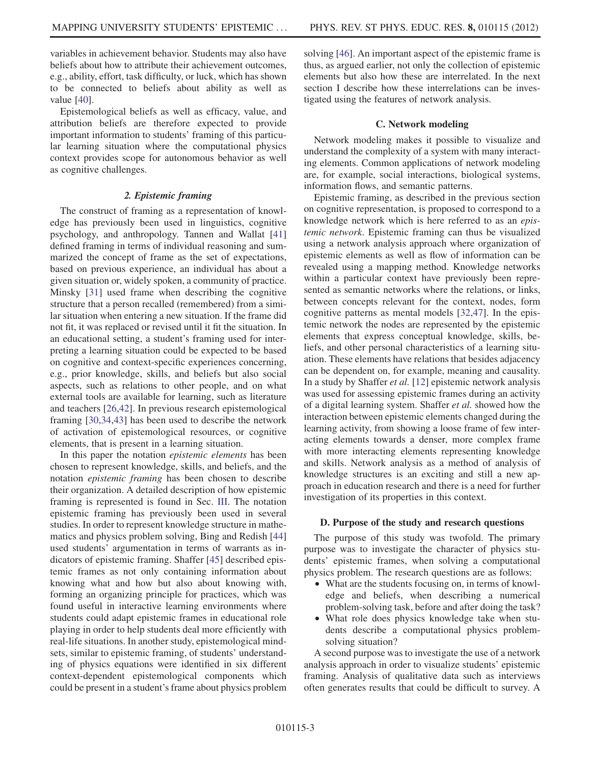variables in achievement behavior. Students may also have beliefs about how to attribute their achievement outcomes, e.g., ability, effort, task difficulty, or luck, which has shown to be connected to beliefs about ability as well as value [40].

Epistemological beliefs as well as efficacy, value, and attribution beliefs are therefore expected to provide important information to students' framing of this particular learning situation where the computational physics context provides scope for autonomous behavior as well as cognitive challenges.

### 2. Epistemic framing

The construct of framing as a representation of knowledge has previously been used in linguistics, cognitive psychology, and anthropology. Tannen and Wallat [41] defined framing in terms of individual reasoning and summarized the concept of frame as the set of expectations, based on previous experience, an individual has about a given situation or, widely spoken, a community of practice. Minsky [31] used frame when describing the cognitive structure that a person recalled (remembered) from a similar situation when entering a new situation. If the frame did not fit, it was replaced or revised until it fit the situation. In an educational setting, a student's framing used for interpreting a learning situation could be expected to be based on cognitive and context-specific experiences concerning, e.g., prior knowledge, skills, and beliefs but also social aspects, such as relations to other people, and on what external tools are available for learning, such as literature and teachers [26,42]. In previous research epistemological framing [30,34,43] has been used to describe the network of activation of epistemological resources, or cognitive elements, that is present in a learning situation.

In this paper the notation *epistemic elements* has been chosen to represent knowledge, skills, and beliefs, and the notation *epistemic framing* has been chosen to describe their organization. A detailed description of how epistemic framing is represented is found in Sec. III. The notation epistemic framing has previously been used in several studies. In order to represent knowledge structure in mathematics and physics problem solving, Bing and Redish [44] used students' argumentation in terms of warrants as indicators of epistemic framing. Shaffer [45] described epistemic frames as not only containing information about knowing what and how but also about knowing with, forming an organizing principle for practices, which was found useful in interactive learning environments where students could adapt epistemic frames in educational role playing in order to help students deal more efficiently with real-life situations. In another study, epistemological mindsets, similar to epistemic framing, of students' understanding of physics equations were identified in six different context-dependent epistemological components which could be present in a student's frame about physics problem solving [46]. An important aspect of the epistemic frame is thus, as argued earlier, not only the collection of epistemic elements but also how these are interrelated. In the next section I describe how these interrelations can be investigated using the features of network analysis.

## C. Network modeling

Network modeling makes it possible to visualize and understand the complexity of a system with many interacting elements. Common applications of network modeling are, for example, social interactions, biological systems, information flows, and semantic patterns.

Epistemic framing, as described in the previous section on cognitive representation, is proposed to correspond to a knowledge network which is here referred to as an *epistemic network*. Epistemic framing can thus be visualized using a network analysis approach where organization of epistemic elements as well as flow of information can be revealed using a mapping method. Knowledge networks within a particular context have previously been represented as semantic networks where the relations, or links, between concepts relevant for the context, nodes, form cognitive patterns as mental models [32,47]. In the epistemic network the nodes are represented by the epistemic elements that express conceptual knowledge, skills, beliefs, and other personal characteristics of a learning situation. These elements have relations that besides adjacency can be dependent on, for example, meaning and causality. In a study by Shaffer *et al.* [12] epistemic network analysis was used for assessing epistemic frames during an activity of a digital learning system. Shaffer *et al.* showed how the interaction between epistemic elements changed during the learning activity, from showing a loose frame of few interacting elements towards a denser, more complex frame with more interacting elements representing knowledge and skills. Network analysis as a method of analysis of knowledge structures is an exciting and still a new approach in education research and there is a need for further investigation of its properties in this context.

## D. Purpose of the study and research questions

The purpose of this study was twofold. The primary purpose was to investigate the character of physics students' epistemic frames, when solving a computational physics problem. The research questions are as follows:

- What are the students focusing on, in terms of knowledge and beliefs, when describing a numerical problem-solving task, before and after doing the task?
- What role does physics knowledge take when students describe a computational physics problem-solving situation?

A second purpose was to investigate the use of a network analysis approach in order to visualize students' epistemic framing. Analysis of qualitative data such as interviews often generates results that could be difficult to survey. A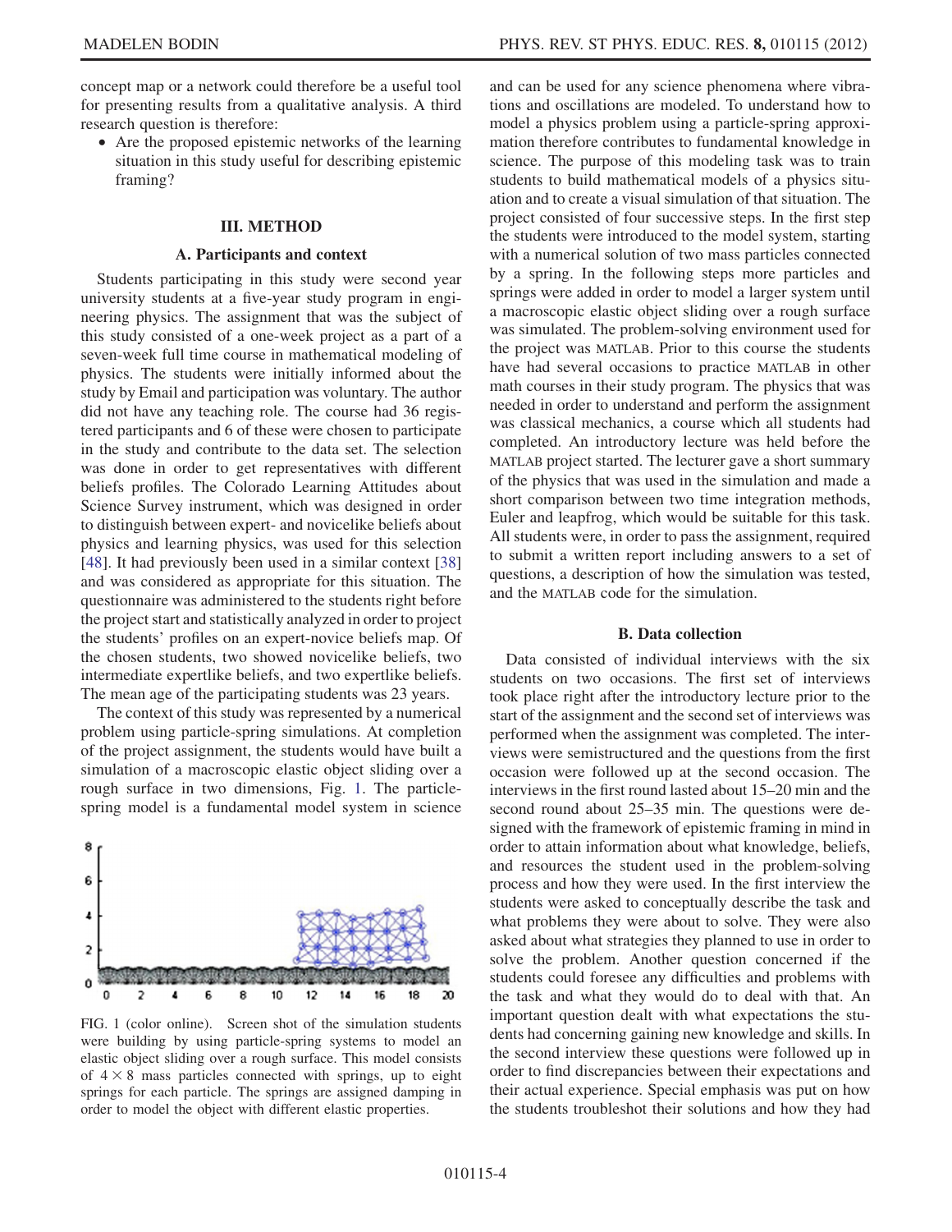concept map or a network could therefore be a useful tool for presenting results from a qualitative analysis. A third research question is therefore:

- Are the proposed epistemic networks of the learning situation in this study useful for describing epistemic framing?

## III. METHOD

### A. Participants and context

Students participating in this study were second year university students at a five-year study program in engineering physics. The assignment that was the subject of this study consisted of a one-week project as a part of a seven-week full time course in mathematical modeling of physics. The students were initially informed about the study by Email and participation was voluntary. The author did not have any teaching role. The course had 36 registered participants and 6 of these were chosen to participate in the study and contribute to the data set. The selection was done in order to get representatives with different beliefs profiles. The Colorado Learning Attitudes about Science Survey instrument, which was designed in order to distinguish between expert- and novicelike beliefs about physics and learning physics, was used for this selection [48]. It had previously been used in a similar context [38] and was considered as appropriate for this situation. The questionnaire was administered to the students right before the project start and statistically analyzed in order to project the students' profiles on an expert-novice beliefs map. Of the chosen students, two showed novicelike beliefs, two intermediate expertlike beliefs, and two expertlike beliefs. The mean age of the participating students was 23 years.

The context of this study was represented by a numerical problem using particle-spring simulations. At completion of the project assignment, the students would have built a simulation of a macroscopic elastic object sliding over a rough surface in two dimensions, Fig. 1. The particle-spring model is a fundamental model system in science and can be used for any science phenomena where vibrations and oscillations are modeled. To understand how to model a physics problem using a particle-spring approximation therefore contributes to fundamental knowledge in science. The purpose of this modeling task was to train students to build mathematical models of a physics situation and to create a visual simulation of that situation. The project consisted of four successive steps. In the first step the students were introduced to the model system, starting with a numerical solution of two mass particles connected by a spring. In the following steps more particles and springs were added in order to model a larger system until a macroscopic elastic object sliding over a rough surface was simulated. The problem-solving environment used for the project was MATLAB. Prior to this course the students have had several occasions to practice MATLAB in other math courses in their study program. The physics that was needed in order to understand and perform the assignment was classical mechanics, a course which all students had completed. An introductory lecture was held before the MATLAB project started. The lecturer gave a short summary of the physics that was used in the simulation and made a short comparison between two time integration methods, Euler and leapfrog, which would be suitable for this task. All students were, in order to pass the assignment, required to submit a written report including answers to a set of questions, a description of how the simulation was tested, and the MATLAB code for the simulation.

8
6
4
2
0
0 2 4 6 8 10 12 14 16 18 20

FIG. 1 (color online). Screen shot of the simulation students were building by using particle-spring systems to model an elastic object sliding over a rough surface. This model consists of $4 \times 8$ mass particles connected with springs, up to eight springs for each particle. The springs are assigned damping in order to model the object with different elastic properties.

### B. Data collection

Data consisted of individual interviews with the six students on two occasions. The first set of interviews took place right after the introductory lecture prior to the start of the assignment and the second set of interviews was performed when the assignment was completed. The interviews were semistructured and the questions from the first occasion were followed up at the second occasion. The interviews in the first round lasted about 15–20 min and the second round about 25–35 min. The questions were designed with the framework of epistemic framing in mind in order to attain information about what knowledge, beliefs, and resources the student used in the problem-solving process and how they were used. In the first interview the students were asked to conceptually describe the task and what problems they were about to solve. They were also asked about what strategies they planned to use in order to solve the problem. Another question concerned if the students could foresee any difficulties and problems with the task and what they would do to deal with that. An important question dealt with what expectations the students had concerning gaining new knowledge and skills. In the second interview these questions were followed up in order to find discrepancies between their expectations and their actual experience. Special emphasis was put on how the students troubleshot their solutions and how they had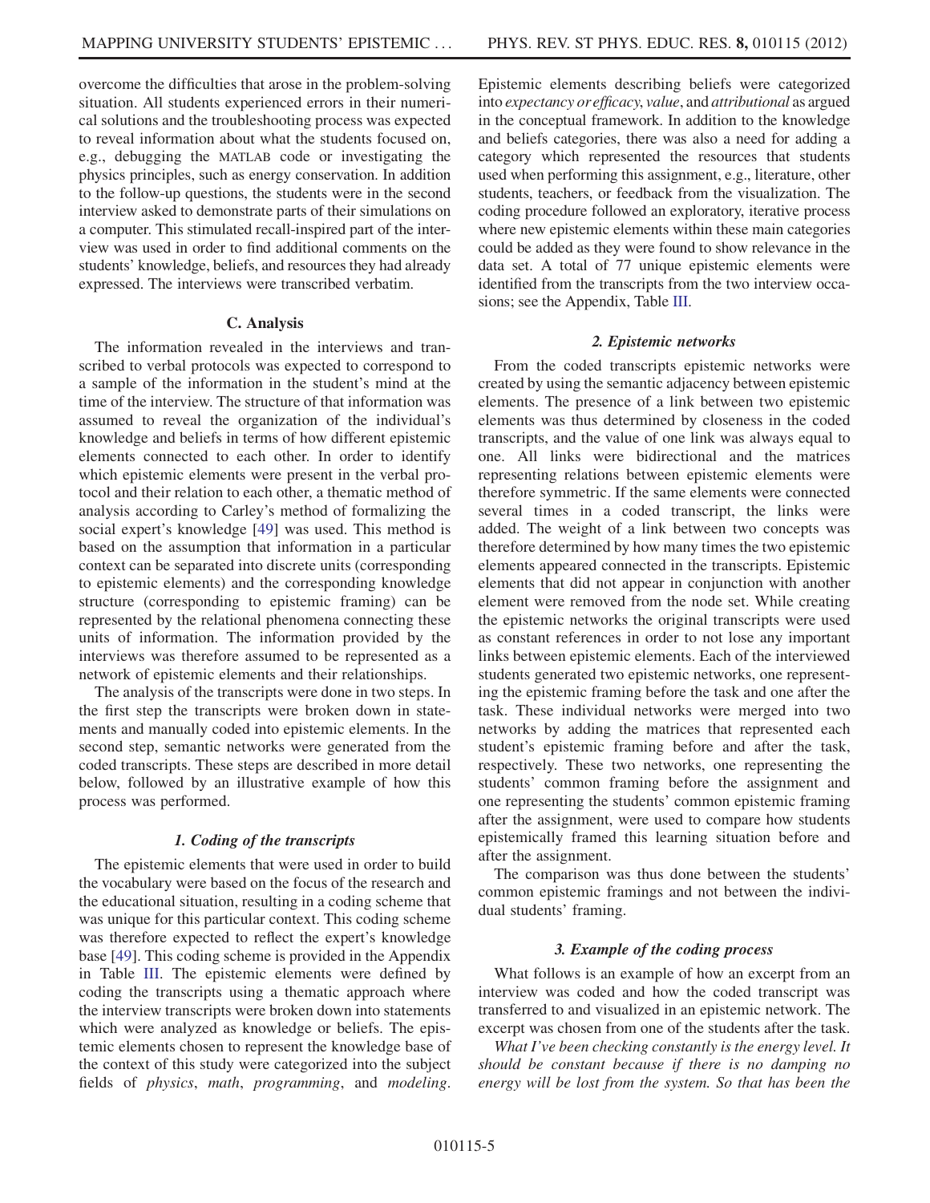overcome the difficulties that arose in the problem-solving situation. All students experienced errors in their numerical solutions and the troubleshooting process was expected to reveal information about what the students focused on, e.g., debugging the MATLAB code or investigating the physics principles, such as energy conservation. In addition to the follow-up questions, the students were in the second interview asked to demonstrate parts of their simulations on a computer. This stimulated recall-inspired part of the interview was used in order to find additional comments on the students' knowledge, beliefs, and resources they had already expressed. The interviews were transcribed verbatim.

### C. Analysis

The information revealed in the interviews and transcribed to verbal protocols was expected to correspond to a sample of the information in the student's mind at the time of the interview. The structure of that information was assumed to reveal the organization of the individual's knowledge and beliefs in terms of how different epistemic elements connected to each other. In order to identify which epistemic elements were present in the verbal protocol and their relation to each other, a thematic method of analysis according to Carley's method of formalizing the social expert's knowledge [49] was used. This method is based on the assumption that information in a particular context can be separated into discrete units (corresponding to epistemic elements) and the corresponding knowledge structure (corresponding to epistemic framing) can be represented by the relational phenomena connecting these units of information. The information provided by the interviews was therefore assumed to be represented as a network of epistemic elements and their relationships.

The analysis of the transcripts were done in two steps. In the first step the transcripts were broken down in statements and manually coded into epistemic elements. In the second step, semantic networks were generated from the coded transcripts. These steps are described in more detail below, followed by an illustrative example of how this process was performed.

#### *1. Coding of the transcripts*

The epistemic elements that were used in order to build the vocabulary were based on the focus of the research and the educational situation, resulting in a coding scheme that was unique for this particular context. This coding scheme was therefore expected to reflect the expert's knowledge base [49]. This coding scheme is provided in the Appendix in Table III. The epistemic elements were defined by coding the transcripts using a thematic approach where the interview transcripts were broken down into statements which were analyzed as knowledge or beliefs. The epistemic elements chosen to represent the knowledge base of the context of this study were categorized into the subject fields of *physics*, *math*, *programming*, and *modeling*. Epistemic elements describing beliefs were categorized into *expectancy or efficacy*, *value*, and *attributional* as argued in the conceptual framework. In addition to the knowledge and beliefs categories, there was also a need for adding a category which represented the resources that students used when performing this assignment, e.g., literature, other students, teachers, or feedback from the visualization. The coding procedure followed an exploratory, iterative process where new epistemic elements within these main categories could be added as they were found to show relevance in the data set. A total of 77 unique epistemic elements were identified from the transcripts from the two interview occasions; see the Appendix, Table III.

#### *2. Epistemic networks*

From the coded transcripts epistemic networks were created by using the semantic adjacency between epistemic elements. The presence of a link between two epistemic elements was thus determined by closeness in the coded transcripts, and the value of one link was always equal to one. All links were bidirectional and the matrices representing relations between epistemic elements were therefore symmetric. If the same elements were connected several times in a coded transcript, the links were added. The weight of a link between two concepts was therefore determined by how many times the two epistemic elements appeared connected in the transcripts. Epistemic elements that did not appear in conjunction with another element were removed from the node set. While creating the epistemic networks the original transcripts were used as constant references in order to not lose any important links between epistemic elements. Each of the interviewed students generated two epistemic networks, one representing the epistemic framing before the task and one after the task. These individual networks were merged into two networks by adding the matrices that represented each student's epistemic framing before and after the task, respectively. These two networks, one representing the students' common framing before the assignment and one representing the students' common epistemic framing after the assignment, were used to compare how students epistemically framed this learning situation before and after the assignment.

The comparison was thus done between the students' common epistemic framings and not between the individual students' framing.

#### *3. Example of the coding process*

What follows is an example of how an excerpt from an interview was coded and how the coded transcript was transferred to and visualized in an epistemic network. The excerpt was chosen from one of the students after the task.

*What I've been checking constantly is the energy level. It should be constant because if there is no damping no energy will be lost from the system. So that has been the*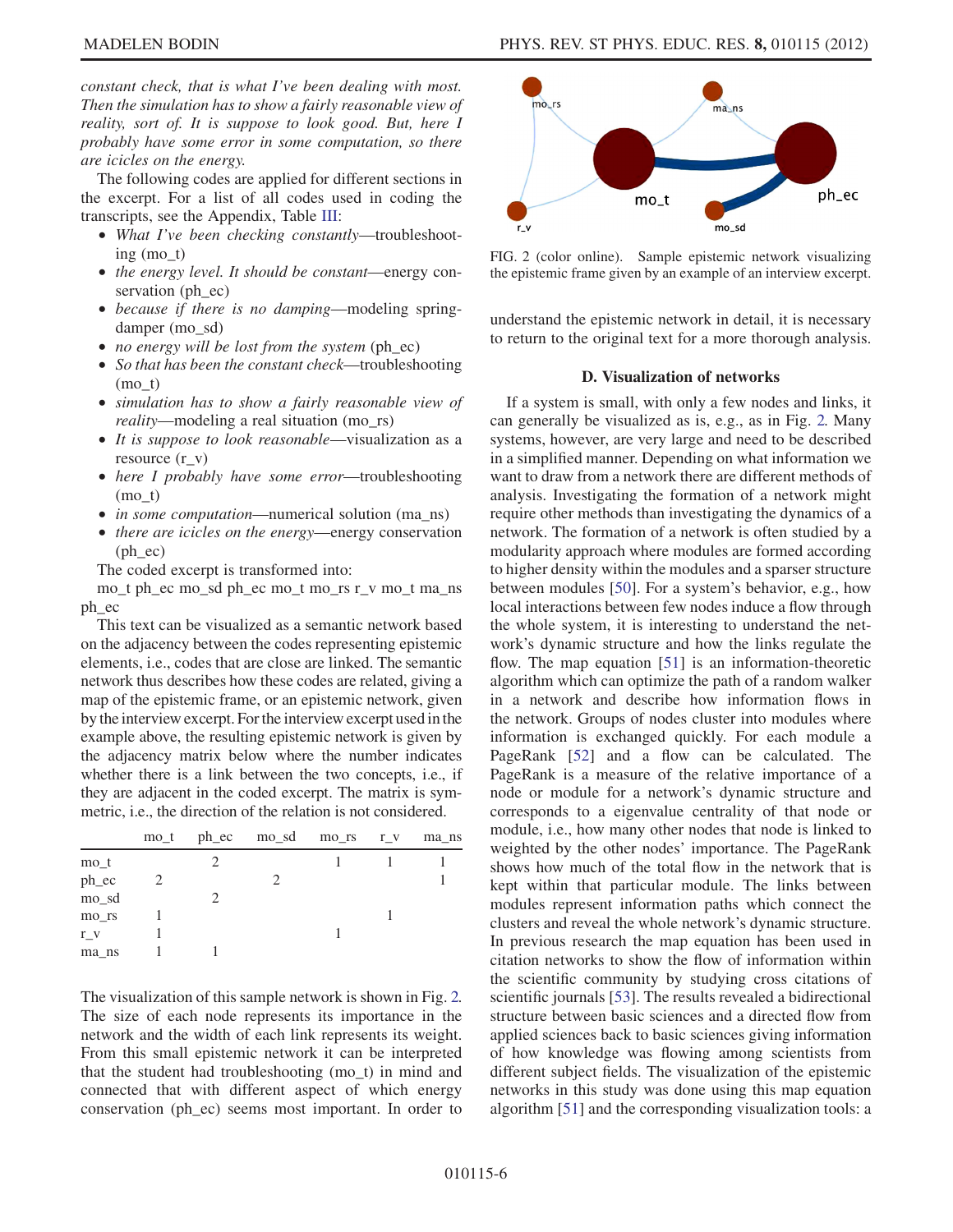*constant check, that is what I've been dealing with most. Then the simulation has to show a fairly reasonable view of reality, sort of. It is suppose to look good. But, here I probably have some error in some computation, so there are icicles on the energy.*

The following codes are applied for different sections in the excerpt. For a list of all codes used in coding the transcripts, see the Appendix, Table III:

- *What I've been checking constantly*—troubleshooting (mo_t)
- *the energy level. It should be constant*—energy conservation (ph_ec)
- *because if there is no damping*—modeling spring-damper (mo_sd)
- *no energy will be lost from the system* (ph_ec)
- *So that has been the constant check*—troubleshooting (mo_t)
- *simulation has to show a fairly reasonable view of reality*—modeling a real situation (mo_rs)
- *It is suppose to look reasonable*—visualization as a resource (r_v)
- *here I probably have some error*—troubleshooting (mo_t)
- *in some computation*—numerical solution (ma_ns)
- *there are icicles on the energy*—energy conservation (ph_ec)

The coded excerpt is transformed into:

mo_t ph_ec mo_sd ph_ec mo_t mo_rs r_v mo_t ma_ns ph_ec

This text can be visualized as a semantic network based on the adjacency between the codes representing epistemic elements, i.e., codes that are close are linked. The semantic network thus describes how these codes are related, giving a map of the epistemic frame, or an epistemic network, given by the interview excerpt. For the interview excerpt used in the example above, the resulting epistemic network is given by the adjacency matrix below where the number indicates whether there is a link between the two concepts, i.e., if they are adjacent in the coded excerpt. The matrix is symmetric, i.e., the direction of the relation is not considered.

| | mo_t | ph_ec | mo_sd | mo_rs | r_v | ma_ns |
|---|---|---|---|---|---|---|
| mo_t | | 2 | | 1 | 1 | 1 |
| ph_ec | 2 | | 2 | | | 1 |
| mo_sd | | 2 | | | | |
| mo_rs | 1 | | | | 1 | |
| r_v | 1 | | | 1 | | |
| ma_ns | 1 | 1 | | | | |

The visualization of this sample network is shown in Fig. 2. The size of each node represents its importance in the network and the width of each link represents its weight. From this small epistemic network it can be interpreted that the student had troubleshooting (mo_t) in mind and connected that with different aspect of which energy conservation (ph_ec) seems most important. In order to understand the epistemic network in detail, it is necessary to return to the original text for a more thorough analysis.

mo_rs
ma_ns
mo_t
ph_ec
r_v
mo_sd

FIG. 2 (color online). Sample epistemic network visualizing the epistemic frame given by an example of an interview excerpt.

### D. Visualization of networks

If a system is small, with only a few nodes and links, it can generally be visualized as is, e.g., as in Fig. 2. Many systems, however, are very large and need to be described in a simplified manner. Depending on what information we want to draw from a network there are different methods of analysis. Investigating the formation of a network might require other methods than investigating the dynamics of a network. The formation of a network is often studied by a modularity approach where modules are formed according to higher density within the modules and a sparser structure between modules [50]. For a system's behavior, e.g., how local interactions between few nodes induce a flow through the whole system, it is interesting to understand the network's dynamic structure and how the links regulate the flow. The map equation [51] is an information-theoretic algorithm which can optimize the path of a random walker in a network and describe how information flows in the network. Groups of nodes cluster into modules where information is exchanged quickly. For each module a PageRank [52] and a flow can be calculated. The PageRank is a measure of the relative importance of a node or module for a network's dynamic structure and corresponds to a eigenvalue centrality of that node or module, i.e., how many other nodes that node is linked to weighted by the other nodes' importance. The PageRank shows how much of the total flow in the network that is kept within that particular module. The links between modules represent information paths which connect the clusters and reveal the whole network's dynamic structure. In previous research the map equation has been used in citation networks to show the flow of information within the scientific community by studying cross citations of scientific journals [53]. The results revealed a bidirectional structure between basic sciences and a directed flow from applied sciences back to basic sciences giving information of how knowledge was flowing among scientists from different subject fields. The visualization of the epistemic networks in this study was done using this map equation algorithm [51] and the corresponding visualization tools: a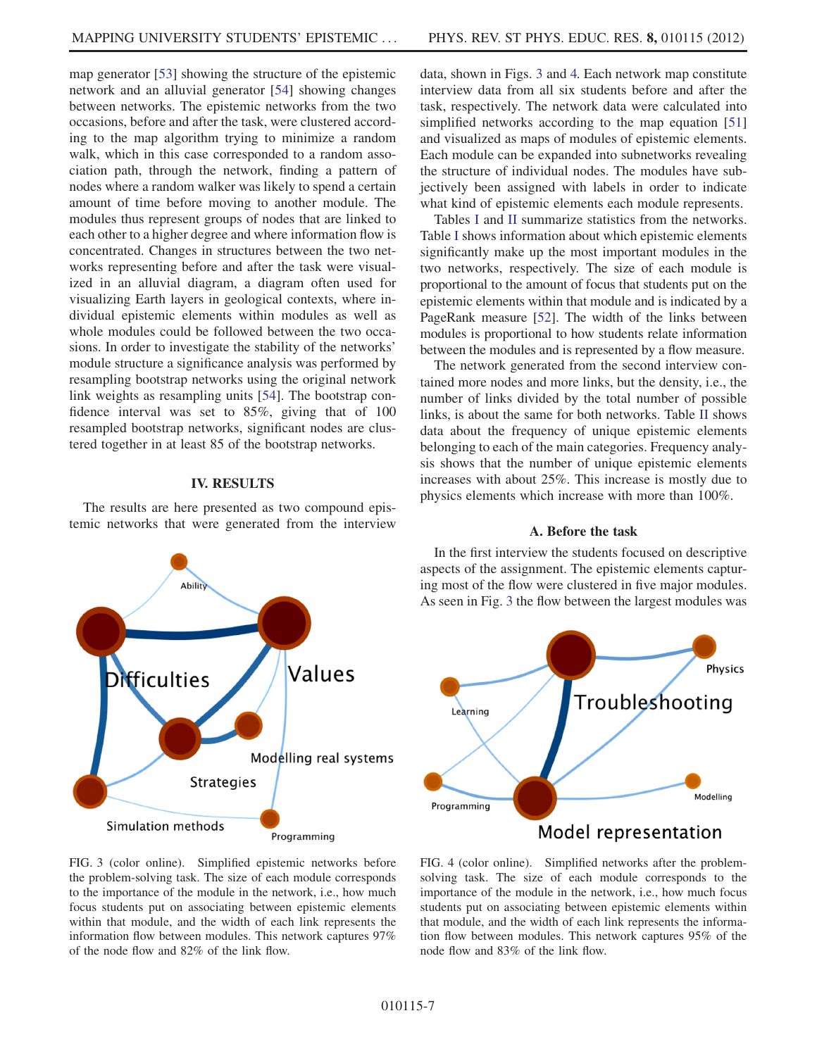map generator [53] showing the structure of the epistemic network and an alluvial generator [54] showing changes between networks. The epistemic networks from the two occasions, before and after the task, were clustered according to the map algorithm trying to minimize a random walk, which in this case corresponded to a random association path, through the network, finding a pattern of nodes where a random walker was likely to spend a certain amount of time before moving to another module. The modules thus represent groups of nodes that are linked to each other to a higher degree and where information flow is concentrated. Changes in structures between the two networks representing before and after the task were visualized in an alluvial diagram, a diagram often used for visualizing Earth layers in geological contexts, where individual epistemic elements within modules as well as whole modules could be followed between the two occasions. In order to investigate the stability of the networks' module structure a significance analysis was performed by resampling bootstrap networks using the original network link weights as resampling units [54]. The bootstrap confidence interval was set to 85%, giving that of 100 resampled bootstrap networks, significant nodes are clustered together in at least 85 of the bootstrap networks.

## IV. RESULTS

The results are here presented as two compound epistemic networks that were generated from the interview data, shown in Figs. 3 and 4. Each network map constitute interview data from all six students before and after the task, respectively. The network data were calculated into simplified networks according to the map equation [51] and visualized as maps of modules of epistemic elements. Each module can be expanded into subnetworks revealing the structure of individual nodes. The modules have subjectively been assigned with labels in order to indicate what kind of epistemic elements each module represents.

Tables I and II summarize statistics from the networks. Table I shows information about which epistemic elements significantly make up the most important modules in the two networks, respectively. The size of each module is proportional to the amount of focus that students put on the epistemic elements within that module and is indicated by a PageRank measure [52]. The width of the links between modules is proportional to how students relate information between the modules and is represented by a flow measure.

The network generated from the second interview contained more nodes and more links, but the density, i.e., the number of links divided by the total number of possible links, is about the same for both networks. Table II shows data about the frequency of unique epistemic elements belonging to each of the main categories. Frequency analysis shows that the number of unique epistemic elements increases with about 25%. This increase is mostly due to physics elements which increase with more than 100%.

FIG. 3 (color online). Simplified epistemic networks before the problem-solving task. The size of each module corresponds to the importance of the module in the network, i.e., how much focus students put on associating between epistemic elements within that module, and the width of each link represents the information flow between modules. This network captures 97% of the node flow and 82% of the link flow.

FIG. 4 (color online). Simplified networks after the problem-solving task. The size of each module corresponds to the importance of the module in the network, i.e., how much focus students put on associating between epistemic elements within that module, and the width of each link represents the information flow between modules. This network captures 95% of the node flow and 83% of the link flow.

### A. Before the task

In the first interview the students focused on descriptive aspects of the assignment. The epistemic elements capturing most of the flow were clustered in five major modules. As seen in Fig. 3 the flow between the largest modules was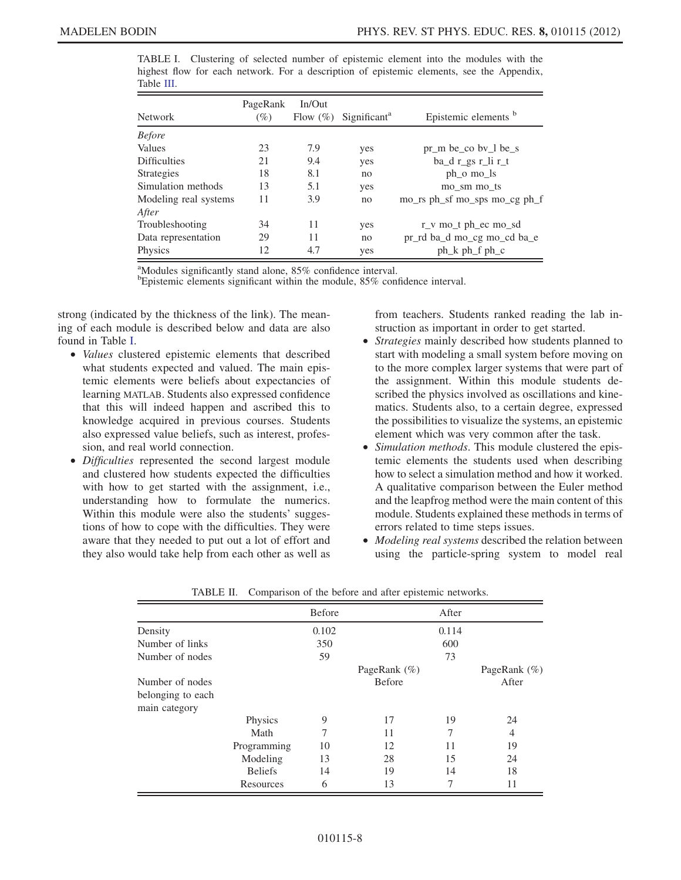TABLE I. Clustering of selected number of epistemic element into the modules with the highest flow for each network. For a description of epistemic elements, see the Appendix, Table III.

| Network | PageRank (%) | In/Out Flow (%) | Significant[a] | Epistemic elements [b] |
|---|---|---|---|---|
| *Before* | | | | |
| Values | 23 | 7.9 | yes | pr_m be_co bv_l be_s |
| Difficulties | 21 | 9.4 | yes | ba_d r_gs r_li r_t |
| Strategies | 18 | 8.1 | no | ph_o mo_ls |
| Simulation methods | 13 | 5.1 | yes | mo_sm mo_ts |
| Modeling real systems | 11 | 3.9 | no | mo_rs ph_sf mo_sps mo_cg ph_f |
| *After* | | | | |
| Troubleshooting | 34 | 11 | yes | r_v mo_t ph_ec mo_sd |
| Data representation | 29 | 11 | no | pr_rd ba_d mo_cg mo_cd ba_e |
| Physics | 12 | 4.7 | yes | ph_k ph_f ph_c |

[a]Modules significantly stand alone, 85% confidence interval.
[b]Epistemic elements significant within the module, 85% confidence interval.

strong (indicated by the thickness of the link). The meaning of each module is described below and data are also found in Table I.

- *Values* clustered epistemic elements that described what students expected and valued. The main epistemic elements were beliefs about expectancies of learning MATLAB. Students also expressed confidence that this will indeed happen and ascribed this to knowledge acquired in previous courses. Students also expressed value beliefs, such as interest, profession, and real world connection.
- *Difficulties* represented the second largest module and clustered how students expected the difficulties with how to get started with the assignment, i.e., understanding how to formulate the numerics. Within this module were also the students' suggestions of how to cope with the difficulties. They were aware that they needed to put out a lot of effort and they also would take help from each other as well as from teachers. Students ranked reading the lab instruction as important in order to get started.
- *Strategies* mainly described how students planned to start with modeling a small system before moving on to the more complex larger systems that were part of the assignment. Within this module students described the physics involved as oscillations and kinematics. Students also, to a certain degree, expressed the possibilities to visualize the systems, an epistemic element which was very common after the task.
- *Simulation methods*. This module clustered the epistemic elements the students used when describing how to select a simulation method and how it worked. A qualitative comparison between the Euler method and the leapfrog method were the main content of this module. Students explained these methods in terms of errors related to time steps issues.
- *Modeling real systems* described the relation between using the particle-spring system to model real

TABLE II. Comparison of the before and after epistemic networks.

| | | Before | | After | |
|---|---|---|---|---|---|
| Density | | 0.102 | | 0.114 | |
| Number of links | | 350 | | 600 | |
| Number of nodes | | 59 | | 73 | |
| Number of nodes belonging to each main category | | | PageRank (%) Before | | PageRank (%) After |
| | Physics | 9 | 17 | 19 | 24 |
| | Math | 7 | 11 | 7 | 4 |
| | Programming | 10 | 12 | 11 | 19 |
| | Modeling | 13 | 28 | 15 | 24 |
| | Beliefs | 14 | 19 | 14 | 18 |
| | Resources | 6 | 13 | 7 | 11 |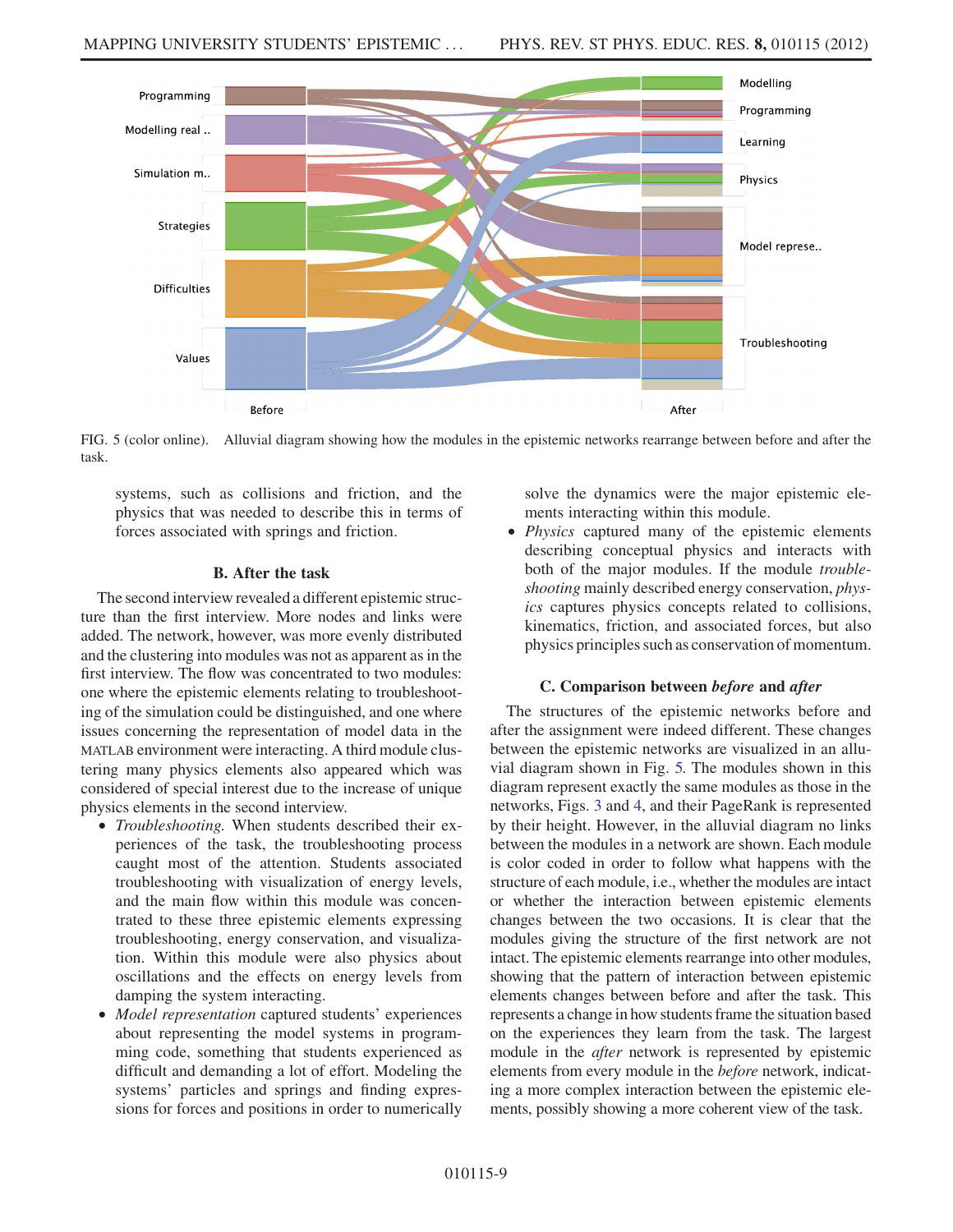Programming
Modelling real ..
Simulation m..
Strategies
Difficulties
Values
Before

Modelling
Programming
Learning
Physics
Model represe..
Troubleshooting
After

FIG. 5 (color online). Alluvial diagram showing how the modules in the epistemic networks rearrange between before and after the task.

systems, such as collisions and friction, and the physics that was needed to describe this in terms of forces associated with springs and friction.

### B. After the task

The second interview revealed a different epistemic structure than the first interview. More nodes and links were added. The network, however, was more evenly distributed and the clustering into modules was not as apparent as in the first interview. The flow was concentrated to two modules: one where the epistemic elements relating to troubleshooting of the simulation could be distinguished, and one where issues concerning the representation of model data in the MATLAB environment were interacting. A third module clustering many physics elements also appeared which was considered of special interest due to the increase of unique physics elements in the second interview.

- *Troubleshooting.* When students described their experiences of the task, the troubleshooting process caught most of the attention. Students associated troubleshooting with visualization of energy levels, and the main flow within this module was concentrated to these three epistemic elements expressing troubleshooting, energy conservation, and visualization. Within this module were also physics about oscillations and the effects on energy levels from damping the system interacting.
- *Model representation* captured students' experiences about representing the model systems in programming code, something that students experienced as difficult and demanding a lot of effort. Modeling the systems' particles and springs and finding expressions for forces and positions in order to numerically solve the dynamics were the major epistemic elements interacting within this module.
- *Physics* captured many of the epistemic elements describing conceptual physics and interacts with both of the major modules. If the module *troubleshooting* mainly described energy conservation, *physics* captures physics concepts related to collisions, kinematics, friction, and associated forces, but also physics principles such as conservation of momentum.

### C. Comparison between *before* and *after*

The structures of the epistemic networks before and after the assignment were indeed different. These changes between the epistemic networks are visualized in an alluvial diagram shown in Fig. 5. The modules shown in this diagram represent exactly the same modules as those in the networks, Figs. 3 and 4, and their PageRank is represented by their height. However, in the alluvial diagram no links between the modules in a network are shown. Each module is color coded in order to follow what happens with the structure of each module, i.e., whether the modules are intact or whether the interaction between epistemic elements changes between the two occasions. It is clear that the modules giving the structure of the first network are not intact. The epistemic elements rearrange into other modules, showing that the pattern of interaction between epistemic elements changes between before and after the task. This represents a change in how students frame the situation based on the experiences they learn from the task. The largest module in the *after* network is represented by epistemic elements from every module in the *before* network, indicating a more complex interaction between the epistemic elements, possibly showing a more coherent view of the task.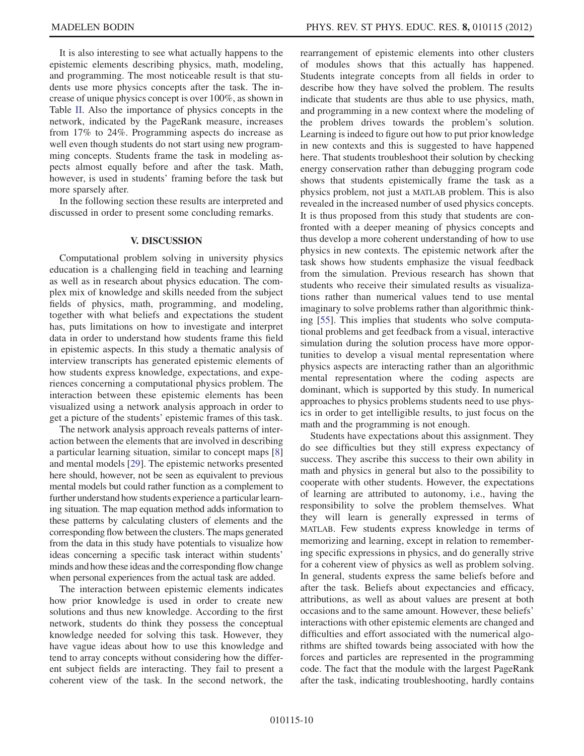It is also interesting to see what actually happens to the epistemic elements describing physics, math, modeling, and programming. The most noticeable result is that students use more physics concepts after the task. The increase of unique physics concept is over 100%, as shown in Table II. Also the importance of physics concepts in the network, indicated by the PageRank measure, increases from 17% to 24%. Programming aspects do increase as well even though students do not start using new programming concepts. Students frame the task in modeling aspects almost equally before and after the task. Math, however, is used in students' framing before the task but more sparsely after.

In the following section these results are interpreted and discussed in order to present some concluding remarks.

## V. DISCUSSION

Computational problem solving in university physics education is a challenging field in teaching and learning as well as in research about physics education. The complex mix of knowledge and skills needed from the subject fields of physics, math, programming, and modeling, together with what beliefs and expectations the student has, puts limitations on how to investigate and interpret data in order to understand how students frame this field in epistemic aspects. In this study a thematic analysis of interview transcripts has generated epistemic elements of how students express knowledge, expectations, and experiences concerning a computational physics problem. The interaction between these epistemic elements has been visualized using a network analysis approach in order to get a picture of the students' epistemic frames of this task.

The network analysis approach reveals patterns of interaction between the elements that are involved in describing a particular learning situation, similar to concept maps [8] and mental models [29]. The epistemic networks presented here should, however, not be seen as equivalent to previous mental models but could rather function as a complement to further understand how students experience a particular learning situation. The map equation method adds information to these patterns by calculating clusters of elements and the corresponding flow between the clusters. The maps generated from the data in this study have potentials to visualize how ideas concerning a specific task interact within students' minds and how these ideas and the corresponding flow change when personal experiences from the actual task are added.

The interaction between epistemic elements indicates how prior knowledge is used in order to create new solutions and thus new knowledge. According to the first network, students do think they possess the conceptual knowledge needed for solving this task. However, they have vague ideas about how to use this knowledge and tend to array concepts without considering how the different subject fields are interacting. They fail to present a coherent view of the task. In the second network, the rearrangement of epistemic elements into other clusters of modules shows that this actually has happened. Students integrate concepts from all fields in order to describe how they have solved the problem. The results indicate that students are thus able to use physics, math, and programming in a new context where the modeling of the problem drives towards the problem's solution. Learning is indeed to figure out how to put prior knowledge in new contexts and this is suggested to have happened here. That students troubleshoot their solution by checking energy conservation rather than debugging program code shows that students epistemically frame the task as a physics problem, not just a MATLAB problem. This is also revealed in the increased number of used physics concepts. It is thus proposed from this study that students are confronted with a deeper meaning of physics concepts and thus develop a more coherent understanding of how to use physics in new contexts. The epistemic network after the task shows how students emphasize the visual feedback from the simulation. Previous research has shown that students who receive their simulated results as visualizations rather than numerical values tend to use mental imaginary to solve problems rather than algorithmic thinking [55]. This implies that students who solve computational problems and get feedback from a visual, interactive simulation during the solution process have more opportunities to develop a visual mental representation where physics aspects are interacting rather than an algorithmic mental representation where the coding aspects are dominant, which is supported by this study. In numerical approaches to physics problems students need to use physics in order to get intelligible results, to just focus on the math and the programming is not enough.

Students have expectations about this assignment. They do see difficulties but they still express expectancy of success. They ascribe this success to their own ability in math and physics in general but also to the possibility to cooperate with other students. However, the expectations of learning are attributed to autonomy, i.e., having the responsibility to solve the problem themselves. What they will learn is generally expressed in terms of MATLAB. Few students express knowledge in terms of memorizing and learning, except in relation to remembering specific expressions in physics, and do generally strive for a coherent view of physics as well as problem solving. In general, students express the same beliefs before and after the task. Beliefs about expectancies and efficacy, attributions, as well as about values are present at both occasions and to the same amount. However, these beliefs' interactions with other epistemic elements are changed and difficulties and effort associated with the numerical algorithms are shifted towards being associated with how the forces and particles are represented in the programming code. The fact that the module with the largest PageRank after the task, indicating troubleshooting, hardly contains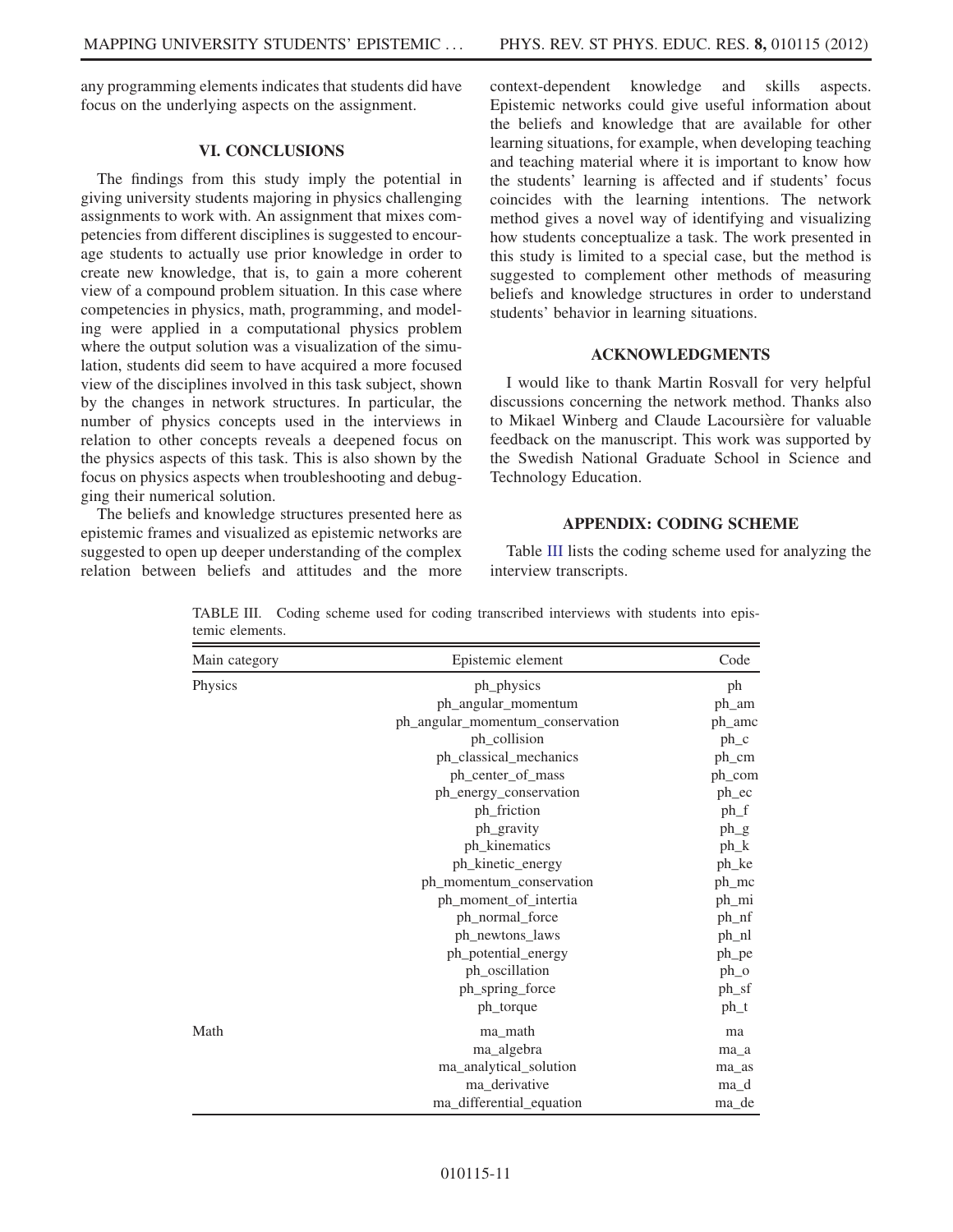any programming elements indicates that students did have focus on the underlying aspects on the assignment.

## VI. CONCLUSIONS

The findings from this study imply the potential in giving university students majoring in physics challenging assignments to work with. An assignment that mixes competencies from different disciplines is suggested to encourage students to actually use prior knowledge in order to create new knowledge, that is, to gain a more coherent view of a compound problem situation. In this case where competencies in physics, math, programming, and modeling were applied in a computational physics problem where the output solution was a visualization of the simulation, students did seem to have acquired a more focused view of the disciplines involved in this task subject, shown by the changes in network structures. In particular, the number of physics concepts used in the interviews in relation to other concepts reveals a deepened focus on the physics aspects of this task. This is also shown by the focus on physics aspects when troubleshooting and debugging their numerical solution.

The beliefs and knowledge structures presented here as epistemic frames and visualized as epistemic networks are suggested to open up deeper understanding of the complex relation between beliefs and attitudes and the more context-dependent knowledge and skills aspects. Epistemic networks could give useful information about the beliefs and knowledge that are available for other learning situations, for example, when developing teaching and teaching material where it is important to know how the students' learning is affected and if students' focus coincides with the learning intentions. The network method gives a novel way of identifying and visualizing how students conceptualize a task. The work presented in this study is limited to a special case, but the method is suggested to complement other methods of measuring beliefs and knowledge structures in order to understand students' behavior in learning situations.

## ACKNOWLEDGMENTS

I would like to thank Martin Rosvall for very helpful discussions concerning the network method. Thanks also to Mikael Winberg and Claude Lacoursière for valuable feedback on the manuscript. This work was supported by the Swedish National Graduate School in Science and Technology Education.

## APPENDIX: CODING SCHEME

Table III lists the coding scheme used for analyzing the interview transcripts.

TABLE III. Coding scheme used for coding transcribed interviews with students into epistemic elements.

| Main category | Epistemic element | Code |
|---|---|---|
| Physics | ph_physics | ph |
| | ph_angular_momentum | ph_am |
| | ph_angular_momentum_conservation | ph_amc |
| | ph_collision | ph_c |
| | ph_classical_mechanics | ph_cm |
| | ph_center_of_mass | ph_com |
| | ph_energy_conservation | ph_ec |
| | ph_friction | ph_f |
| | ph_gravity | ph_g |
| | ph_kinematics | ph_k |
| | ph_kinetic_energy | ph_ke |
| | ph_momentum_conservation | ph_mc |
| | ph_moment_of_intertia | ph_mi |
| | ph_normal_force | ph_nf |
| | ph_newtons_laws | ph_nl |
| | ph_potential_energy | ph_pe |
| | ph_oscillation | ph_o |
| | ph_spring_force | ph_sf |
| | ph_torque | ph_t |
| Math | ma_math | ma |
| | ma_algebra | ma_a |
| | ma_analytical_solution | ma_as |
| | ma_derivative | ma_d |
| | ma_differential_equation | ma_de |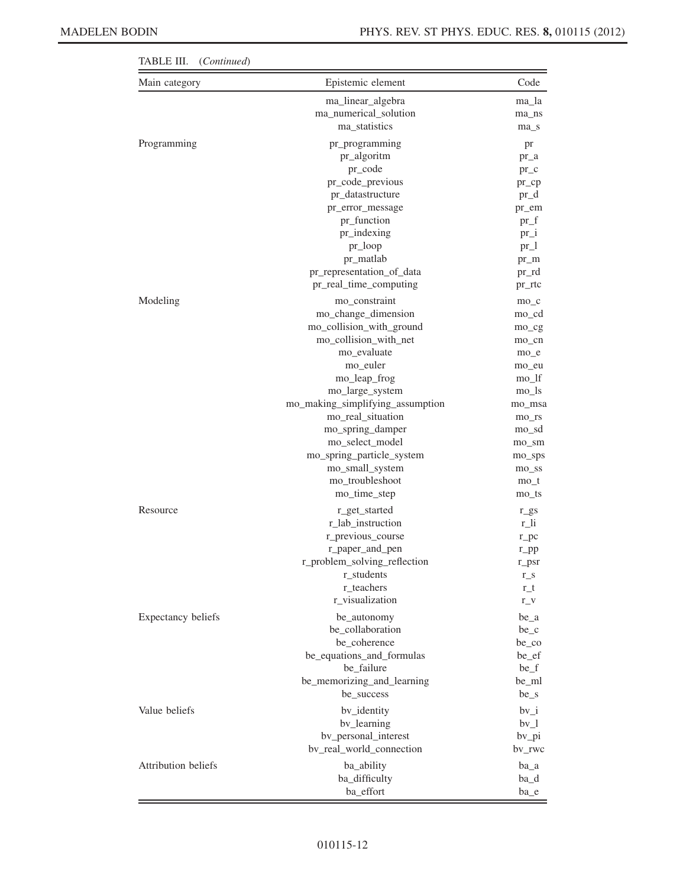TABLE III. (*Continued*)

| Main category | Epistemic element | Code |
| --- | --- | --- |
| | ma_linear_algebra | ma_la |
| | ma_numerical_solution | ma_ns |
| | ma_statistics | ma_s |
| Programming | pr_programming | pr |
| | pr_algoritm | pr_a |
| | pr_code | pr_c |
| | pr_code_previous | pr_cp |
| | pr_datastructure | pr_d |
| | pr_error_message | pr_em |
| | pr_function | pr_f |
| | pr_indexing | pr_i |
| | pr_loop | pr_l |
| | pr_matlab | pr_m |
| | pr_representation_of_data | pr_rd |
| | pr_real_time_computing | pr_rtc |
| Modeling | mo_constraint | mo_c |
| | mo_change_dimension | mo_cd |
| | mo_collision_with_ground | mo_cg |
| | mo_collision_with_net | mo_cn |
| | mo_evaluate | mo_e |
| | mo_euler | mo_eu |
| | mo_leap_frog | mo_lf |
| | mo_large_system | mo_ls |
| | mo_making_simplifying_assumption | mo_msa |
| | mo_real_situation | mo_rs |
| | mo_spring_damper | mo_sd |
| | mo_select_model | mo_sm |
| | mo_spring_particle_system | mo_sps |
| | mo_small_system | mo_ss |
| | mo_troubleshoot | mo_t |
| | mo_time_step | mo_ts |
| Resource | r_get_started | r_gs |
| | r_lab_instruction | r_li |
| | r_previous_course | r_pc |
| | r_paper_and_pen | r_pp |
| | r_problem_solving_reflection | r_psr |
| | r_students | r_s |
| | r_teachers | r_t |
| | r_visualization | r_v |
| Expectancy beliefs | be_autonomy | be_a |
| | be_collaboration | be_c |
| | be_coherence | be_co |
| | be_equations_and_formulas | be_ef |
| | be_failure | be_f |
| | be_memorizing_and_learning | be_ml |
| | be_success | be_s |
| Value beliefs | bv_identity | bv_i |
| | bv_learning | bv_l |
| | bv_personal_interest | bv_pi |
| | bv_real_world_connection | bv_rwc |
| Attribution beliefs | ba_ability | ba_a |
| | ba_difficulty | ba_d |
| | ba_effort | ba_e |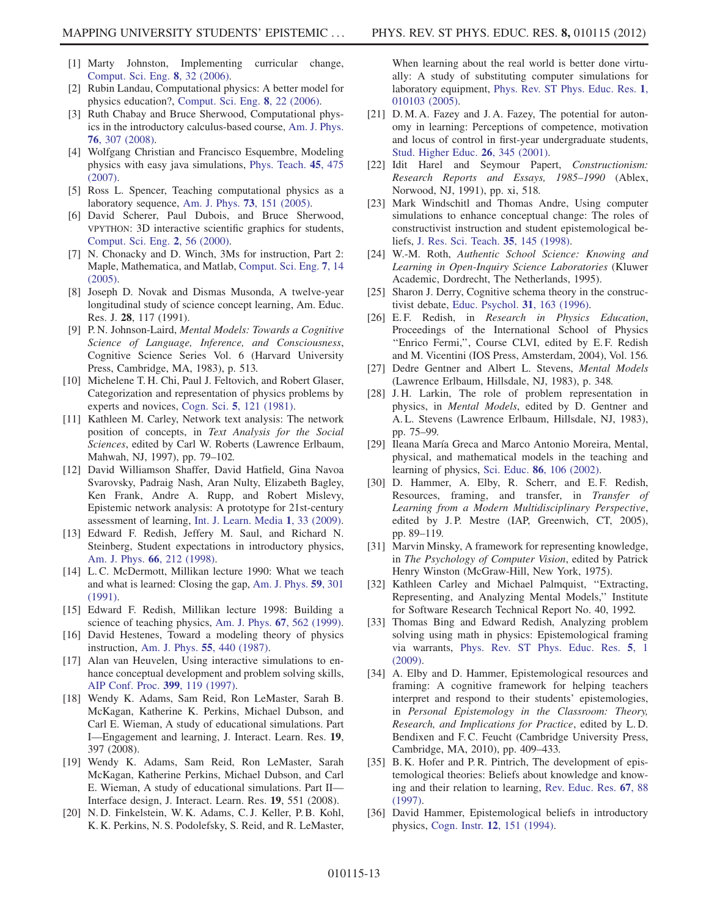[1] Marty Johnston, Implementing curricular change, Comput. Sci. Eng. **8**, 32 (2006).

[2] Rubin Landau, Computational physics: A better model for physics education?, Comput. Sci. Eng. **8**, 22 (2006).

[3] Ruth Chabay and Bruce Sherwood, Computational physics in the introductory calculus-based course, Am. J. Phys. **76**, 307 (2008).

[4] Wolfgang Christian and Francisco Esquembre, Modeling physics with easy java simulations, Phys. Teach. **45**, 475 (2007).

[5] Ross L. Spencer, Teaching computational physics as a laboratory sequence, Am. J. Phys. **73**, 151 (2005).

[6] David Scherer, Paul Dubois, and Bruce Sherwood, VPYTHON: 3D interactive scientific graphics for students, Comput. Sci. Eng. **2**, 56 (2000).

[7] N. Chonacky and D. Winch, 3Ms for instruction, Part 2: Maple, Mathematica, and Matlab, Comput. Sci. Eng. **7**, 14 (2005).

[8] Joseph D. Novak and Dismas Musonda, A twelve-year longitudinal study of science concept learning, Am. Educ. Res. J. **28**, 117 (1991).

[9] P. N. Johnson-Laird, *Mental Models: Towards a Cognitive Science of Language, Inference, and Consciousness*, Cognitive Science Series Vol. 6 (Harvard University Press, Cambridge, MA, 1983), p. 513.

[10] Michelene T. H. Chi, Paul J. Feltovich, and Robert Glaser, Categorization and representation of physics problems by experts and novices, Cogn. Sci. **5**, 121 (1981).

[11] Kathleen M. Carley, Network text analysis: The network position of concepts, in *Text Analysis for the Social Sciences*, edited by Carl W. Roberts (Lawrence Erlbaum, Mahwah, NJ, 1997), pp. 79–102.

[12] David Williamson Shaffer, David Hatfield, Gina Navoa Svarovsky, Padraig Nash, Aran Nulty, Elizabeth Bagley, Ken Frank, Andre A. Rupp, and Robert Mislevy, Epistemic network analysis: A prototype for 21st-century assessment of learning, Int. J. Learn. Media **1**, 33 (2009).

[13] Edward F. Redish, Jeffery M. Saul, and Richard N. Steinberg, Student expectations in introductory physics, Am. J. Phys. **66**, 212 (1998).

[14] L. C. McDermott, Millikan lecture 1990: What we teach and what is learned: Closing the gap, Am. J. Phys. **59**, 301 (1991).

[15] Edward F. Redish, Millikan lecture 1998: Building a science of teaching physics, Am. J. Phys. **67**, 562 (1999).

[16] David Hestenes, Toward a modeling theory of physics instruction, Am. J. Phys. **55**, 440 (1987).

[17] Alan van Heuvelen, Using interactive simulations to enhance conceptual development and problem solving skills, AIP Conf. Proc. **399**, 119 (1997).

[18] Wendy K. Adams, Sam Reid, Ron LeMaster, Sarah B. McKagan, Katherine K. Perkins, Michael Dubson, and Carl E. Wieman, A study of educational simulations. Part I—Engagement and learning, J. Interact. Learn. Res. **19**, 397 (2008).

[19] Wendy K. Adams, Sam Reid, Ron LeMaster, Sarah McKagan, Katherine Perkins, Michael Dubson, and Carl E. Wieman, A study of educational simulations. Part II—Interface design, J. Interact. Learn. Res. **19**, 551 (2008).

[20] N. D. Finkelstein, W. K. Adams, C. J. Keller, P. B. Kohl, K. K. Perkins, N. S. Podolefsky, S. Reid, and R. LeMaster, When learning about the real world is better done virtually: A study of substituting computer simulations for laboratory equipment, Phys. Rev. ST Phys. Educ. Res. **1**, 010103 (2005).

[21] D. M. A. Fazey and J. A. Fazey, The potential for autonomy in learning: Perceptions of competence, motivation and locus of control in first-year undergraduate students, Stud. Higher Educ. **26**, 345 (2001).

[22] Idit Harel and Seymour Papert, *Constructionism: Research Reports and Essays, 1985–1990* (Ablex, Norwood, NJ, 1991), pp. xi, 518.

[23] Mark Windschitl and Thomas Andre, Using computer simulations to enhance conceptual change: The roles of constructivist instruction and student epistemological beliefs, J. Res. Sci. Teach. **35**, 145 (1998).

[24] W.-M. Roth, *Authentic School Science: Knowing and Learning in Open-Inquiry Science Laboratories* (Kluwer Academic, Dordrecht, The Netherlands, 1995).

[25] Sharon J. Derry, Cognitive schema theory in the constructivist debate, Educ. Psychol. **31**, 163 (1996).

[26] E. F. Redish, in *Research in Physics Education*, Proceedings of the International School of Physics "Enrico Fermi,", Course CLVI, edited by E. F. Redish and M. Vicentini (IOS Press, Amsterdam, 2004), Vol. 156.

[27] Dedre Gentner and Albert L. Stevens, *Mental Models* (Lawrence Erlbaum, Hillsdale, NJ, 1983), p. 348.

[28] J. H. Larkin, The role of problem representation in physics, in *Mental Models*, edited by D. Gentner and A. L. Stevens (Lawrence Erlbaum, Hillsdale, NJ, 1983), pp. 75–99.

[29] Ileana María Greca and Marco Antonio Moreira, Mental, physical, and mathematical models in the teaching and learning of physics, Sci. Educ. **86**, 106 (2002).

[30] D. Hammer, A. Elby, R. Scherr, and E. F. Redish, Resources, framing, and transfer, in *Transfer of Learning from a Modern Multidisciplinary Perspective*, edited by J. P. Mestre (IAP, Greenwich, CT, 2005), pp. 89–119.

[31] Marvin Minsky, A framework for representing knowledge, in *The Psychology of Computer Vision*, edited by Patrick Henry Winston (McGraw-Hill, New York, 1975).

[32] Kathleen Carley and Michael Palmquist, "Extracting, Representing, and Analyzing Mental Models," Institute for Software Research Technical Report No. 40, 1992.

[33] Thomas Bing and Edward Redish, Analyzing problem solving using math in physics: Epistemological framing via warrants, Phys. Rev. ST Phys. Educ. Res. **5**, 1 (2009).

[34] A. Elby and D. Hammer, Epistemological resources and framing: A cognitive framework for helping teachers interpret and respond to their students' epistemologies, in *Personal Epistemology in the Classroom: Theory, Research, and Implications for Practice*, edited by L. D. Bendixen and F. C. Feucht (Cambridge University Press, Cambridge, MA, 2010), pp. 409–433.

[35] B. K. Hofer and P. R. Pintrich, The development of epistemological theories: Beliefs about knowledge and knowing and their relation to learning, Rev. Educ. Res. **67**, 88 (1997).

[36] David Hammer, Epistemological beliefs in introductory physics, Cogn. Instr. **12**, 151 (1994).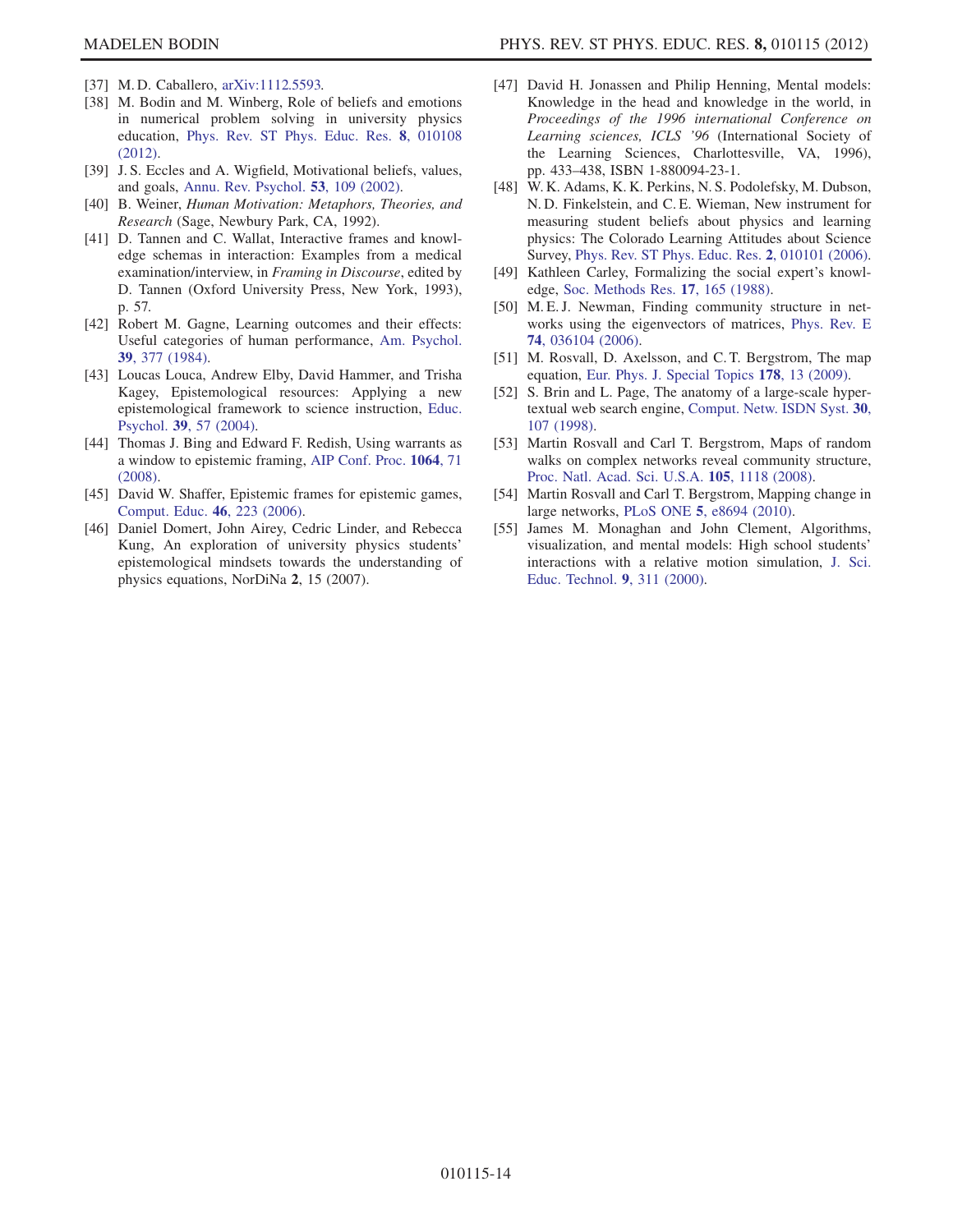[37] M. D. Caballero, arXiv:1112.5593.

[38] M. Bodin and M. Winberg, Role of beliefs and emotions in numerical problem solving in university physics education, Phys. Rev. ST Phys. Educ. Res. **8**, 010108 (2012).

[39] J. S. Eccles and A. Wigfield, Motivational beliefs, values, and goals, Annu. Rev. Psychol. **53**, 109 (2002).

[40] B. Weiner, *Human Motivation: Metaphors, Theories, and Research* (Sage, Newbury Park, CA, 1992).

[41] D. Tannen and C. Wallat, Interactive frames and knowledge schemas in interaction: Examples from a medical examination/interview, in *Framing in Discourse*, edited by D. Tannen (Oxford University Press, New York, 1993), p. 57.

[42] Robert M. Gagne, Learning outcomes and their effects: Useful categories of human performance, Am. Psychol. **39**, 377 (1984).

[43] Loucas Louca, Andrew Elby, David Hammer, and Trisha Kagey, Epistemological resources: Applying a new epistemological framework to science instruction, Educ. Psychol. **39**, 57 (2004).

[44] Thomas J. Bing and Edward F. Redish, Using warrants as a window to epistemic framing, AIP Conf. Proc. **1064**, 71 (2008).

[45] David W. Shaffer, Epistemic frames for epistemic games, Comput. Educ. **46**, 223 (2006).

[46] Daniel Domert, John Airey, Cedric Linder, and Rebecca Kung, An exploration of university physics students' epistemological mindsets towards the understanding of physics equations, NorDiNa **2**, 15 (2007).

[47] David H. Jonassen and Philip Henning, Mental models: Knowledge in the head and knowledge in the world, in *Proceedings of the 1996 international Conference on Learning sciences, ICLS '96* (International Society of the Learning Sciences, Charlottesville, VA, 1996), pp. 433–438, ISBN 1-880094-23-1.

[48] W. K. Adams, K. K. Perkins, N. S. Podolefsky, M. Dubson, N. D. Finkelstein, and C. E. Wieman, New instrument for measuring student beliefs about physics and learning physics: The Colorado Learning Attitudes about Science Survey, Phys. Rev. ST Phys. Educ. Res. **2**, 010101 (2006).

[49] Kathleen Carley, Formalizing the social expert's knowledge, Soc. Methods Res. **17**, 165 (1988).

[50] M. E. J. Newman, Finding community structure in networks using the eigenvectors of matrices, Phys. Rev. E **74**, 036104 (2006).

[51] M. Rosvall, D. Axelsson, and C. T. Bergstrom, The map equation, Eur. Phys. J. Special Topics **178**, 13 (2009).

[52] S. Brin and L. Page, The anatomy of a large-scale hypertextual web search engine, Comput. Netw. ISDN Syst. **30**, 107 (1998).

[53] Martin Rosvall and Carl T. Bergstrom, Maps of random walks on complex networks reveal community structure, Proc. Natl. Acad. Sci. U.S.A. **105**, 1118 (2008).

[54] Martin Rosvall and Carl T. Bergstrom, Mapping change in large networks, PLoS ONE **5**, e8694 (2010).

[55] James M. Monaghan and John Clement, Algorithms, visualization, and mental models: High school students' interactions with a relative motion simulation, J. Sci. Educ. Technol. **9**, 311 (2000).